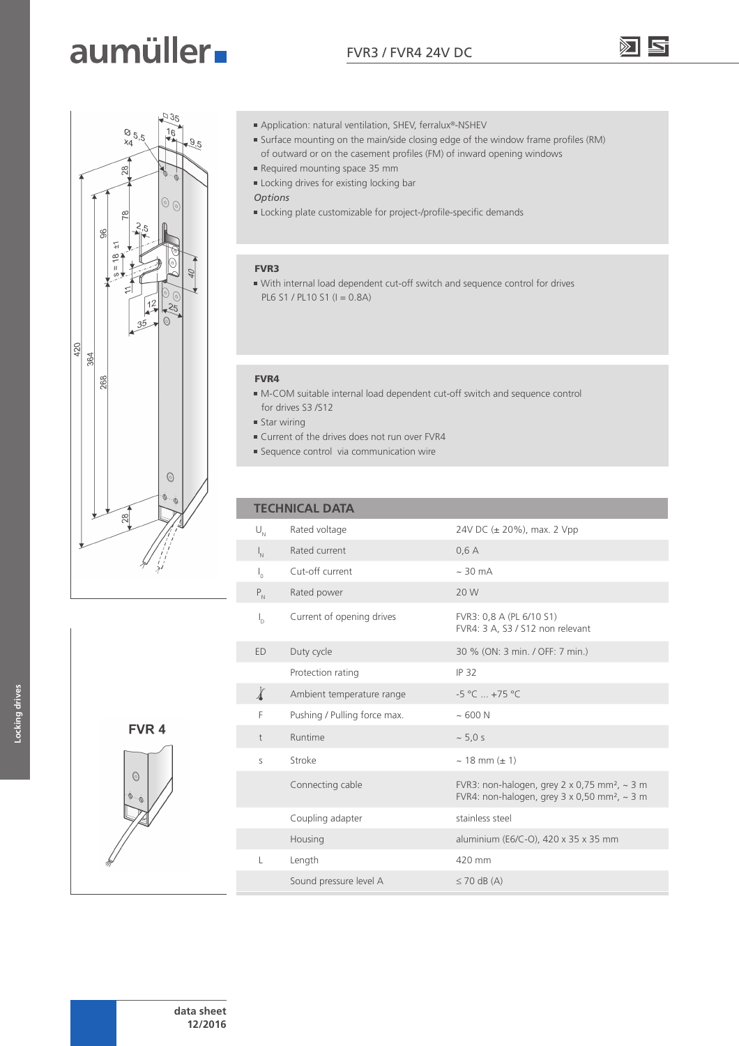# aumüller

## FVR3 / FVR4 24V DC

- Application: natural ventilation, SHEV, ferralux®-NSHEV
- Surface mounting on the main/side closing edge of the window frame profiles (RM) of outward or on the casement profiles (FM) of inward opening windows
- Required mounting space 35 mm
- Locking drives for existing locking bar

*Options*

- Locking plate customizable for project-/profile-specific demands

### FVR3

- With internal load dependent cut-off switch and sequence control for drives PL6 S1 / PL10 S1 (I = 0.8A)

### FVR4

- M-COM suitable internal load dependent cut-off switch and sequence control for drives S3 /S12
- Star wiring
- Current of the drives does not run over FVR4
- Sequence control via communication wire

FVR 4

## TECHNICAL DATA

| | | |
|---|---|---|
| $U_N$ | Rated voltage | 24V DC (± 20%), max. 2 Vpp |
| $I_N$ | Rated current | 0,6 A |
| $I_0$ | Cut-off current | ~ 30 mA |
| $P_N$ | Rated power | 20 W |
| $I_D$ | Current of opening drives | FVR3: 0,8 A (PL 6/10 S1)<br>FVR4: 3 A, S3 / S12 non relevant |
| ED | Duty cycle | 30 % (ON: 3 min. / OFF: 7 min.) |
| | Protection rating | IP 32 |
| | Ambient temperature range | -5 °C ... +75 °C |
| F | Pushing / Pulling force max. | ~ 600 N |
| t | Runtime | ~ 5,0 s |
| s | Stroke | ~ 18 mm (± 1) |
| | Connecting cable | FVR3: non-halogen, grey 2 x 0,75 mm², ~ 3 m<br>FVR4: non-halogen, grey 3 x 0,50 mm², ~ 3 m |
| | Coupling adapter | stainless steel |
| | Housing | aluminium (E6/C-O), 420 x 35 x 35 mm |
| L | Length | 420 mm |
| | Sound pressure level A | ≤ 70 dB (A) |

data sheet 12/2016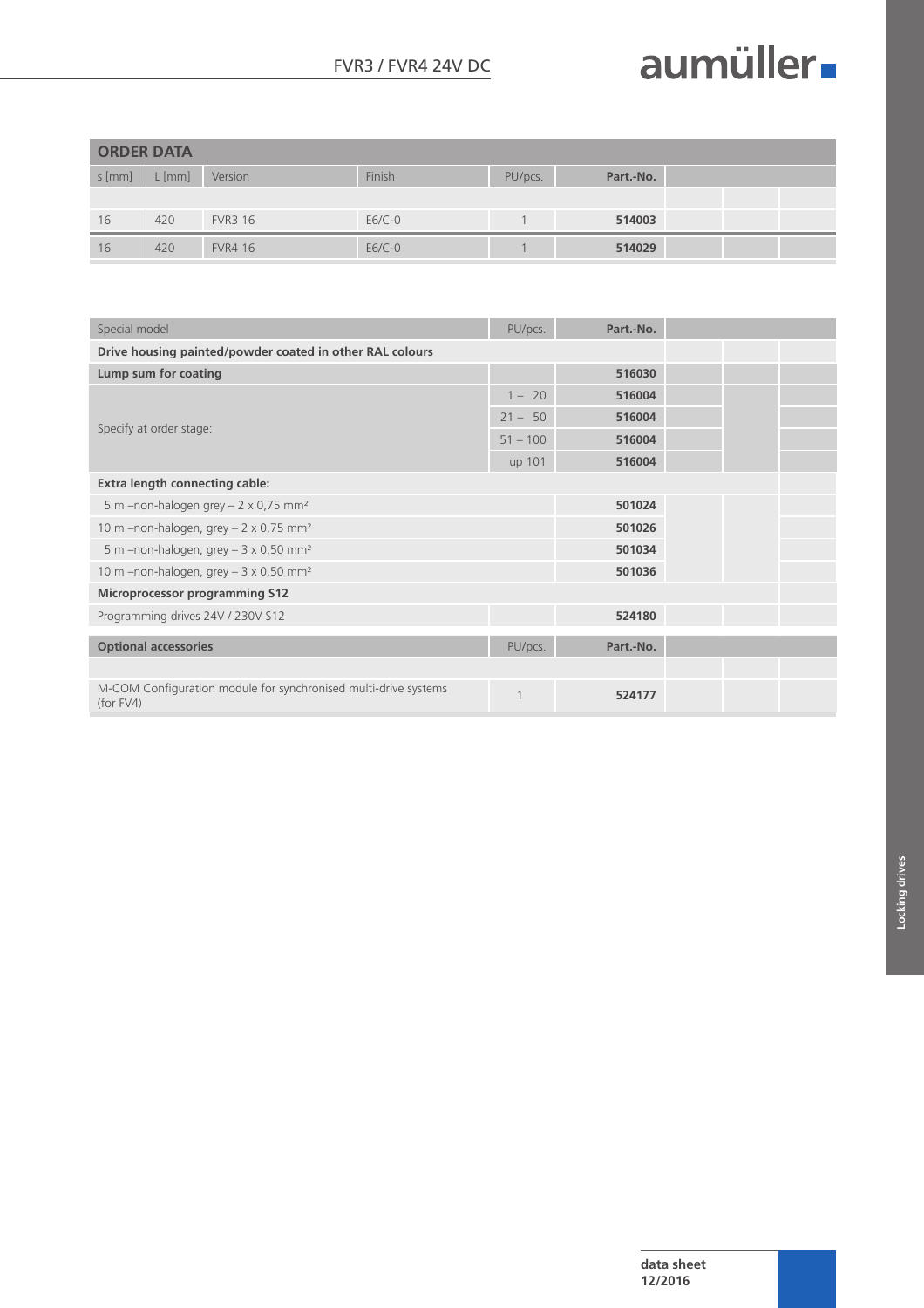## ORDER DATA

| s [mm] | L [mm] | Version | Finish | PU/pcs. | Part.-No. |
|---|---|---|---|---|---|
| 16 | 420 | FVR3 16 | E6/C-0 | 1 | **514003** |
| 16 | 420 | FVR4 16 | E6/C-0 | 1 | **514029** |

| Special model | PU/pcs. | Part.-No. |
|---|---|---|
| **Drive housing painted/powder coated in other RAL colours** | | |
| **Lump sum for coating** | | **516030** |
| Specify at order stage: | 1 – 20 | **516004** |
| | 21 – 50 | **516004** |
| | 51 – 100 | **516004** |
| | up 101 | **516004** |
| **Extra length connecting cable:** | | |
| 5 m –non-halogen grey – 2 x 0,75 mm² | | **501024** |
| 10 m –non-halogen, grey – 2 x 0,75 mm² | | **501026** |
| 5 m –non-halogen, grey – 3 x 0,50 mm² | | **501034** |
| 10 m –non-halogen, grey – 3 x 0,50 mm² | | **501036** |
| **Microprocessor programming S12** | | |
| Programming drives 24V / 230V S12 | | **524180** |

| **Optional accessories** | PU/pcs. | Part.-No. |
|---|---|---|
| M-COM Configuration module for synchronised multi-drive systems (for FV4) | 1 | **524177** |